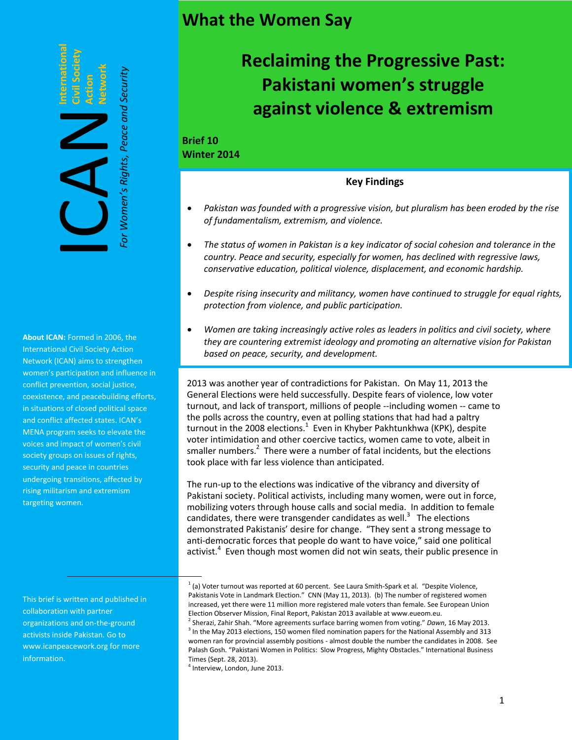# What the Women Say

## Reclaiming the Progressive Past: Pakistani women's struggle against violence & extremism

**Brief 10**
**Winter 2014**

ICAN — International Civil Society Action Network

*For Women's Rights, Peace and Security*

**About ICAN:** Formed in 2006, the International Civil Society Action Network (ICAN) aims to strengthen women's participation and influence in conflict prevention, social justice, coexistence, and peacebuilding efforts, in situations of closed political space and conflict affected states. ICAN's MENA program seeks to elevate the voices and impact of women's civil society groups on issues of rights, security and peace in countries undergoing transitions, affected by rising militarism and extremism targeting women.

This brief is written and published in collaboration with partner organizations and on-the-ground activists inside Pakistan. Go to www.icanpeacework.org for more information.

### Key Findings

- *Pakistan was founded with a progressive vision, but pluralism has been eroded by the rise of fundamentalism, extremism, and violence.*
- *The status of women in Pakistan is a key indicator of social cohesion and tolerance in the country. Peace and security, especially for women, has declined with regressive laws, conservative education, political violence, displacement, and economic hardship.*
- *Despite rising insecurity and militancy, women have continued to struggle for equal rights, protection from violence, and public participation.*
- *Women are taking increasingly active roles as leaders in politics and civil society, where they are countering extremist ideology and promoting an alternative vision for Pakistan based on peace, security, and development.*

2013 was another year of contradictions for Pakistan. On May 11, 2013 the General Elections were held successfully. Despite fears of violence, low voter turnout, and lack of transport, millions of people --including women -- came to the polls across the country, even at polling stations that had had a paltry turnout in the 2008 elections.[1] Even in Khyber Pakhtunkhwa (KPK), despite voter intimidation and other coercive tactics, women came to vote, albeit in smaller numbers.[2] There were a number of fatal incidents, but the elections took place with far less violence than anticipated.

The run-up to the elections was indicative of the vibrancy and diversity of Pakistani society. Political activists, including many women, were out in force, mobilizing voters through house calls and social media. In addition to female candidates, there were transgender candidates as well.[3] The elections demonstrated Pakistanis' desire for change. "They sent a strong message to anti-democratic forces that people do want to have voice," said one political activist.[4] Even though most women did not win seats, their public presence in

---

[1] (a) Voter turnout was reported at 60 percent. See Laura Smith-Spark et al. "Despite Violence, Pakistanis Vote in Landmark Election." CNN (May 11, 2013). (b) The number of registered women increased, yet there were 11 million more registered male voters than female. See European Union Election Observer Mission, Final Report, Pakistan 2013 available at www.eueom.eu.

[2] Sherazi, Zahir Shah. "More agreements surface barring women from voting." *Dawn*, 16 May 2013.

[3] In the May 2013 elections, 150 women filed nomination papers for the National Assembly and 313 women ran for provincial assembly positions - almost double the number the candidates in 2008. See Palash Gosh. "Pakistani Women in Politics: Slow Progress, Mighty Obstacles." International Business Times (Sept. 28, 2013).

[4] Interview, London, June 2013.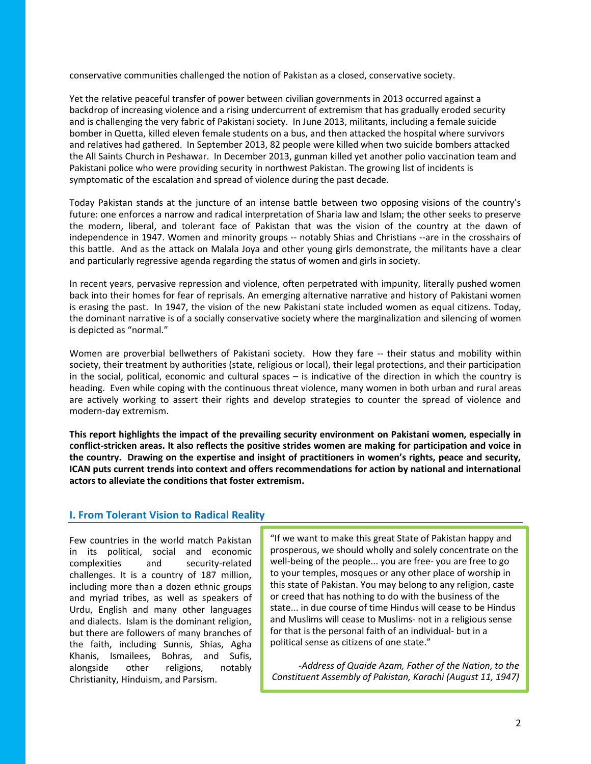conservative communities challenged the notion of Pakistan as a closed, conservative society.

Yet the relative peaceful transfer of power between civilian governments in 2013 occurred against a backdrop of increasing violence and a rising undercurrent of extremism that has gradually eroded security and is challenging the very fabric of Pakistani society. In June 2013, militants, including a female suicide bomber in Quetta, killed eleven female students on a bus, and then attacked the hospital where survivors and relatives had gathered. In September 2013, 82 people were killed when two suicide bombers attacked the All Saints Church in Peshawar. In December 2013, gunman killed yet another polio vaccination team and Pakistani police who were providing security in northwest Pakistan. The growing list of incidents is symptomatic of the escalation and spread of violence during the past decade.

Today Pakistan stands at the juncture of an intense battle between two opposing visions of the country's future: one enforces a narrow and radical interpretation of Sharia law and Islam; the other seeks to preserve the modern, liberal, and tolerant face of Pakistan that was the vision of the country at the dawn of independence in 1947. Women and minority groups -- notably Shias and Christians --are in the crosshairs of this battle. And as the attack on Malala Joya and other young girls demonstrate, the militants have a clear and particularly regressive agenda regarding the status of women and girls in society.

In recent years, pervasive repression and violence, often perpetrated with impunity, literally pushed women back into their homes for fear of reprisals. An emerging alternative narrative and history of Pakistani women is erasing the past. In 1947, the vision of the new Pakistani state included women as equal citizens. Today, the dominant narrative is of a socially conservative society where the marginalization and silencing of women is depicted as "normal."

Women are proverbial bellwethers of Pakistani society. How they fare -- their status and mobility within society, their treatment by authorities (state, religious or local), their legal protections, and their participation in the social, political, economic and cultural spaces – is indicative of the direction in which the country is heading. Even while coping with the continuous threat violence, many women in both urban and rural areas are actively working to assert their rights and develop strategies to counter the spread of violence and modern-day extremism.

**This report highlights the impact of the prevailing security environment on Pakistani women, especially in conflict-stricken areas. It also reflects the positive strides women are making for participation and voice in the country. Drawing on the expertise and insight of practitioners in women's rights, peace and security, ICAN puts current trends into context and offers recommendations for action by national and international actors to alleviate the conditions that foster extremism.**

## I. From Tolerant Vision to Radical Reality

Few countries in the world match Pakistan in its political, social and economic complexities and security-related challenges. It is a country of 187 million, including more than a dozen ethnic groups and myriad tribes, as well as speakers of Urdu, English and many other languages and dialects. Islam is the dominant religion, but there are followers of many branches of the faith, including Sunnis, Shias, Agha Khanis, Ismailees, Bohras, and Sufis, alongside other religions, notably Christianity, Hinduism, and Parsism.

> "If we want to make this great State of Pakistan happy and prosperous, we should wholly and solely concentrate on the well-being of the people... you are free- you are free to go to your temples, mosques or any other place of worship in this state of Pakistan. You may belong to any religion, caste or creed that has nothing to do with the business of the state... in due course of time Hindus will cease to be Hindus and Muslims will cease to Muslims- not in a religious sense for that is the personal faith of an individual- but in a political sense as citizens of one state."
>
> *-Address of Quaide Azam, Father of the Nation, to the Constituent Assembly of Pakistan, Karachi (August 11, 1947)*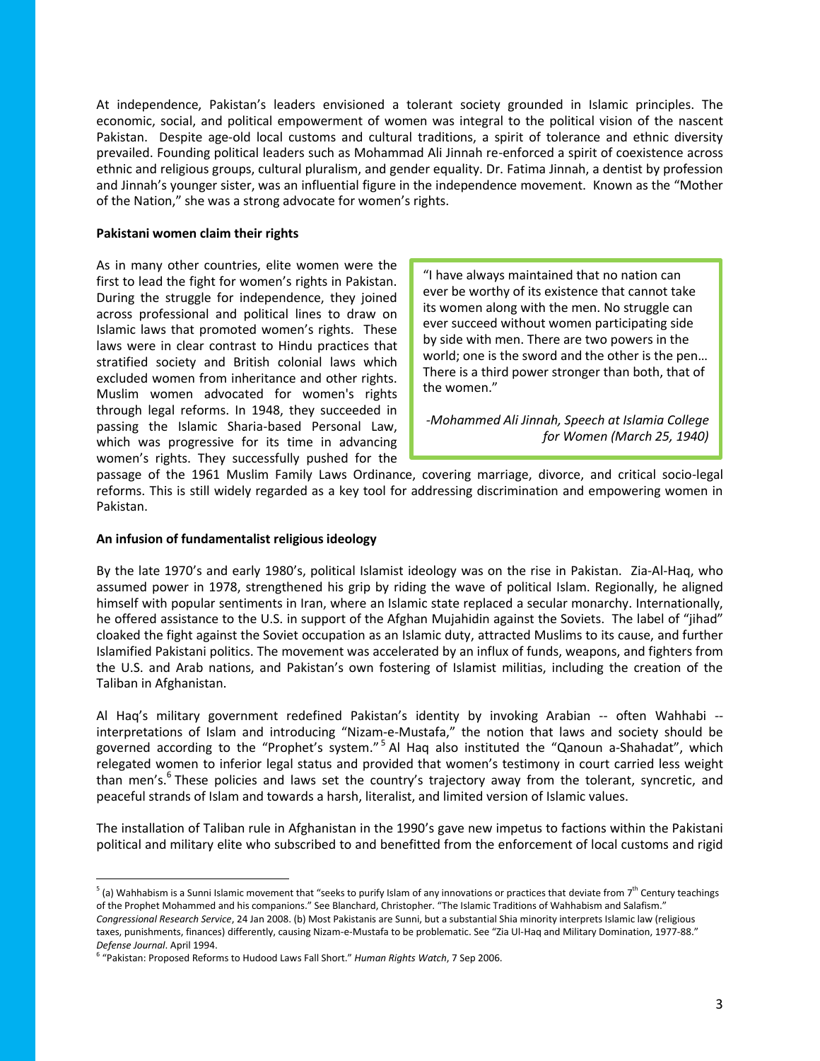At independence, Pakistan's leaders envisioned a tolerant society grounded in Islamic principles. The economic, social, and political empowerment of women was integral to the political vision of the nascent Pakistan. Despite age-old local customs and cultural traditions, a spirit of tolerance and ethnic diversity prevailed. Founding political leaders such as Mohammad Ali Jinnah re-enforced a spirit of coexistence across ethnic and religious groups, cultural pluralism, and gender equality. Dr. Fatima Jinnah, a dentist by profession and Jinnah's younger sister, was an influential figure in the independence movement. Known as the "Mother of the Nation," she was a strong advocate for women's rights.

**Pakistani women claim their rights**

As in many other countries, elite women were the first to lead the fight for women's rights in Pakistan. During the struggle for independence, they joined across professional and political lines to draw on Islamic laws that promoted women's rights. These laws were in clear contrast to Hindu practices that stratified society and British colonial laws which excluded women from inheritance and other rights. Muslim women advocated for women's rights through legal reforms. In 1948, they succeeded in passing the Islamic Sharia-based Personal Law, which was progressive for its time in advancing women's rights. They successfully pushed for the passage of the 1961 Muslim Family Laws Ordinance, covering marriage, divorce, and critical socio-legal reforms. This is still widely regarded as a key tool for addressing discrimination and empowering women in Pakistan.

> "I have always maintained that no nation can ever be worthy of its existence that cannot take its women along with the men. No struggle can ever succeed without women participating side by side with men. There are two powers in the world; one is the sword and the other is the pen… There is a third power stronger than both, that of the women."
>
> *-Mohammed Ali Jinnah, Speech at Islamia College for Women (March 25, 1940)*

**An infusion of fundamentalist religious ideology**

By the late 1970's and early 1980's, political Islamist ideology was on the rise in Pakistan. Zia-Al-Haq, who assumed power in 1978, strengthened his grip by riding the wave of political Islam. Regionally, he aligned himself with popular sentiments in Iran, where an Islamic state replaced a secular monarchy. Internationally, he offered assistance to the U.S. in support of the Afghan Mujahidin against the Soviets. The label of "jihad" cloaked the fight against the Soviet occupation as an Islamic duty, attracted Muslims to its cause, and further Islamified Pakistani politics. The movement was accelerated by an influx of funds, weapons, and fighters from the U.S. and Arab nations, and Pakistan's own fostering of Islamist militias, including the creation of the Taliban in Afghanistan.

Al Haq's military government redefined Pakistan's identity by invoking Arabian -- often Wahhabi -- interpretations of Islam and introducing "Nizam-e-Mustafa," the notion that laws and society should be governed according to the "Prophet's system."[5] Al Haq also instituted the "Qanoun a-Shahadat", which relegated women to inferior legal status and provided that women's testimony in court carried less weight than men's.[6] These policies and laws set the country's trajectory away from the tolerant, syncretic, and peaceful strands of Islam and towards a harsh, literalist, and limited version of Islamic values.

The installation of Taliban rule in Afghanistan in the 1990's gave new impetus to factions within the Pakistani political and military elite who subscribed to and benefitted from the enforcement of local customs and rigid

---

[5] (a) Wahhabism is a Sunni Islamic movement that "seeks to purify Islam of any innovations or practices that deviate from 7th Century teachings of the Prophet Mohammed and his companions." See Blanchard, Christopher. "The Islamic Traditions of Wahhabism and Salafism." *Congressional Research Service*, 24 Jan 2008. (b) Most Pakistanis are Sunni, but a substantial Shia minority interprets Islamic law (religious taxes, punishments, finances) differently, causing Nizam-e-Mustafa to be problematic. See "Zia Ul-Haq and Military Domination, 1977-88." *Defense Journal*. April 1994.

[6] "Pakistan: Proposed Reforms to Hudood Laws Fall Short." *Human Rights Watch*, 7 Sep 2006.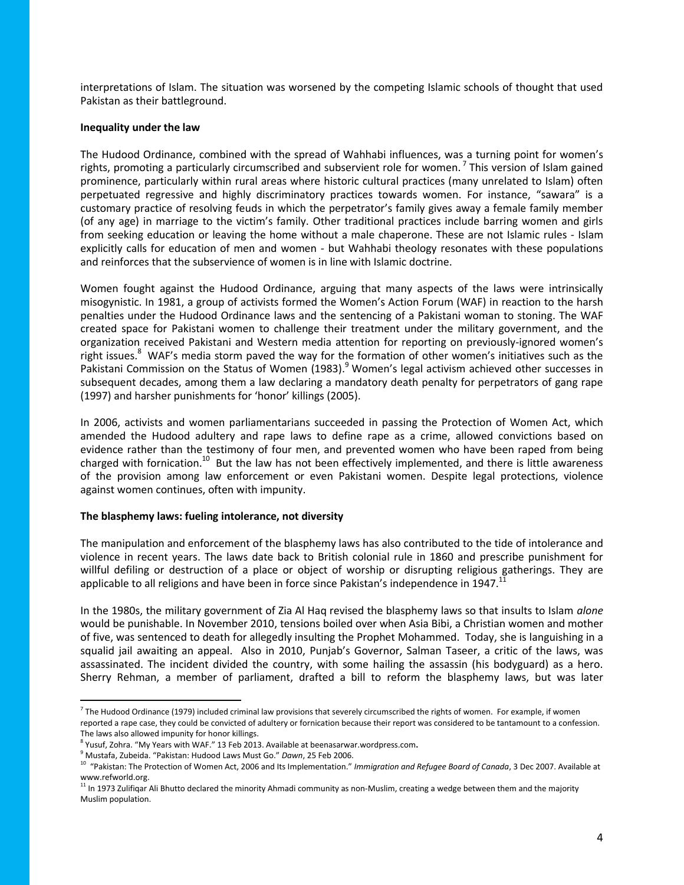interpretations of Islam. The situation was worsened by the competing Islamic schools of thought that used Pakistan as their battleground.

**Inequality under the law**

The Hudood Ordinance, combined with the spread of Wahhabi influences, was a turning point for women's rights, promoting a particularly circumscribed and subservient role for women.[7] This version of Islam gained prominence, particularly within rural areas where historic cultural practices (many unrelated to Islam) often perpetuated regressive and highly discriminatory practices towards women. For instance, "sawara" is a customary practice of resolving feuds in which the perpetrator's family gives away a female family member (of any age) in marriage to the victim's family. Other traditional practices include barring women and girls from seeking education or leaving the home without a male chaperone. These are not Islamic rules - Islam explicitly calls for education of men and women - but Wahhabi theology resonates with these populations and reinforces that the subservience of women is in line with Islamic doctrine.

Women fought against the Hudood Ordinance, arguing that many aspects of the laws were intrinsically misogynistic. In 1981, a group of activists formed the Women's Action Forum (WAF) in reaction to the harsh penalties under the Hudood Ordinance laws and the sentencing of a Pakistani woman to stoning. The WAF created space for Pakistani women to challenge their treatment under the military government, and the organization received Pakistani and Western media attention for reporting on previously-ignored women's right issues.[8] WAF's media storm paved the way for the formation of other women's initiatives such as the Pakistani Commission on the Status of Women (1983).[9] Women's legal activism achieved other successes in subsequent decades, among them a law declaring a mandatory death penalty for perpetrators of gang rape (1997) and harsher punishments for 'honor' killings (2005).

In 2006, activists and women parliamentarians succeeded in passing the Protection of Women Act, which amended the Hudood adultery and rape laws to define rape as a crime, allowed convictions based on evidence rather than the testimony of four men, and prevented women who have been raped from being charged with fornication.[10] But the law has not been effectively implemented, and there is little awareness of the provision among law enforcement or even Pakistani women. Despite legal protections, violence against women continues, often with impunity.

**The blasphemy laws: fueling intolerance, not diversity**

The manipulation and enforcement of the blasphemy laws has also contributed to the tide of intolerance and violence in recent years. The laws date back to British colonial rule in 1860 and prescribe punishment for willful defiling or destruction of a place or object of worship or disrupting religious gatherings. They are applicable to all religions and have been in force since Pakistan's independence in 1947.[11]

In the 1980s, the military government of Zia Al Haq revised the blasphemy laws so that insults to Islam *alone* would be punishable. In November 2010, tensions boiled over when Asia Bibi, a Christian women and mother of five, was sentenced to death for allegedly insulting the Prophet Mohammed. Today, she is languishing in a squalid jail awaiting an appeal. Also in 2010, Punjab's Governor, Salman Taseer, a critic of the laws, was assassinated. The incident divided the country, with some hailing the assassin (his bodyguard) as a hero. Sherry Rehman, a member of parliament, drafted a bill to reform the blasphemy laws, but was later

---

[7] The Hudood Ordinance (1979) included criminal law provisions that severely circumscribed the rights of women. For example, if women reported a rape case, they could be convicted of adultery or fornication because their report was considered to be tantamount to a confession. The laws also allowed impunity for honor killings.

[8] Yusuf, Zohra. "My Years with WAF." 13 Feb 2013. Available at beenasarwar.wordpress.com.

[9] Mustafa, Zubeida. "Pakistan: Hudood Laws Must Go." *Dawn*, 25 Feb 2006.

[10] "Pakistan: The Protection of Women Act, 2006 and Its Implementation." *Immigration and Refugee Board of Canada*, 3 Dec 2007. Available at www.refworld.org.

[11] In 1973 Zulfiqar Ali Bhutto declared the minority Ahmadi community as non-Muslim, creating a wedge between them and the majority Muslim population.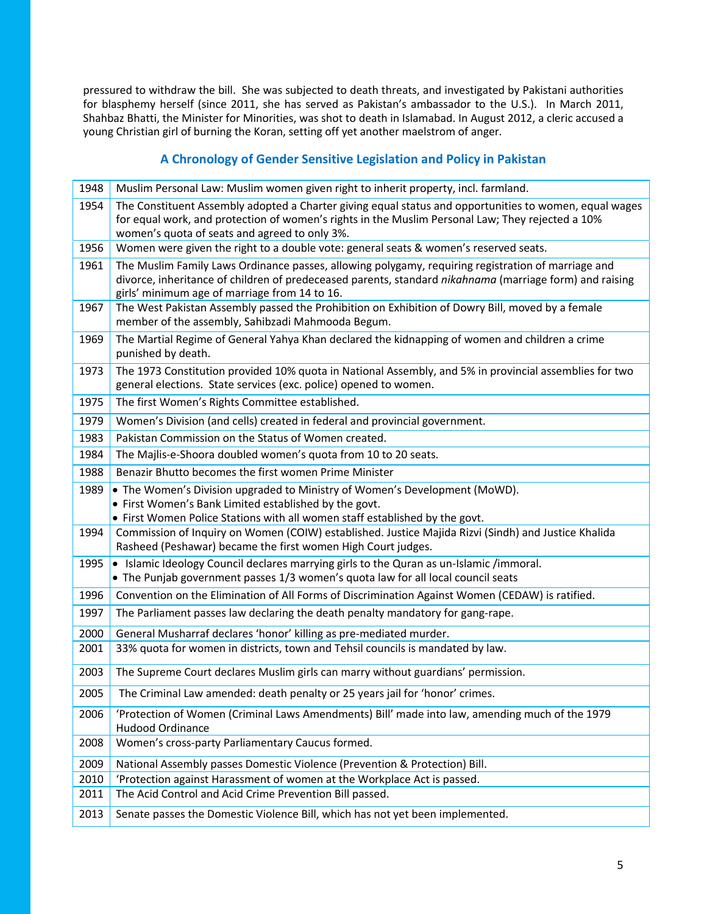pressured to withdraw the bill. She was subjected to death threats, and investigated by Pakistani authorities for blasphemy herself (since 2011, she has served as Pakistan's ambassador to the U.S.). In March 2011, Shahbaz Bhatti, the Minister for Minorities, was shot to death in Islamabad. In August 2012, a cleric accused a young Christian girl of burning the Koran, setting off yet another maelstrom of anger.

## A Chronology of Gender Sensitive Legislation and Policy in Pakistan

| Year | Event |
|---|---|
| 1948 | Muslim Personal Law: Muslim women given right to inherit property, incl. farmland. |
| 1954 | The Constituent Assembly adopted a Charter giving equal status and opportunities to women, equal wages for equal work, and protection of women's rights in the Muslim Personal Law; They rejected a 10% women's quota of seats and agreed to only 3%. |
| 1956 | Women were given the right to a double vote: general seats & women's reserved seats. |
| 1961 | The Muslim Family Laws Ordinance passes, allowing polygamy, requiring registration of marriage and divorce, inheritance of children of predeceased parents, standard *nikahnama* (marriage form) and raising girls' minimum age of marriage from 14 to 16. |
| 1967 | The West Pakistan Assembly passed the Prohibition on Exhibition of Dowry Bill, moved by a female member of the assembly, Sahibzadi Mahmooda Begum. |
| 1969 | The Martial Regime of General Yahya Khan declared the kidnapping of women and children a crime punished by death. |
| 1973 | The 1973 Constitution provided 10% quota in National Assembly, and 5% in provincial assemblies for two general elections. State services (exc. police) opened to women. |
| 1975 | The first Women's Rights Committee established. |
| 1979 | Women's Division (and cells) created in federal and provincial government. |
| 1983 | Pakistan Commission on the Status of Women created. |
| 1984 | The Majlis-e-Shoora doubled women's quota from 10 to 20 seats. |
| 1988 | Benazir Bhutto becomes the first women Prime Minister |
| 1989 | • The Women's Division upgraded to Ministry of Women's Development (MoWD).<br>• First Women's Bank Limited established by the govt.<br>• First Women Police Stations with all women staff established by the govt. |
| 1994 | Commission of Inquiry on Women (COIW) established. Justice Majida Rizvi (Sindh) and Justice Khalida Rasheed (Peshawar) became the first women High Court judges. |
| 1995 | • Islamic Ideology Council declares marrying girls to the Quran as un-Islamic /immoral.<br>• The Punjab government passes 1/3 women's quota law for all local council seats |
| 1996 | Convention on the Elimination of All Forms of Discrimination Against Women (CEDAW) is ratified. |
| 1997 | The Parliament passes law declaring the death penalty mandatory for gang-rape. |
| 2000 | General Musharraf declares 'honor' killing as pre-mediated murder. |
| 2001 | 33% quota for women in districts, town and Tehsil councils is mandated by law. |
| 2003 | The Supreme Court declares Muslim girls can marry without guardians' permission. |
| 2005 | The Criminal Law amended: death penalty or 25 years jail for 'honor' crimes. |
| 2006 | 'Protection of Women (Criminal Laws Amendments) Bill' made into law, amending much of the 1979 Hudood Ordinance |
| 2008 | Women's cross-party Parliamentary Caucus formed. |
| 2009 | National Assembly passes Domestic Violence (Prevention & Protection) Bill. |
| 2010 | 'Protection against Harassment of women at the Workplace Act is passed. |
| 2011 | The Acid Control and Acid Crime Prevention Bill passed. |
| 2013 | Senate passes the Domestic Violence Bill, which has not yet been implemented. |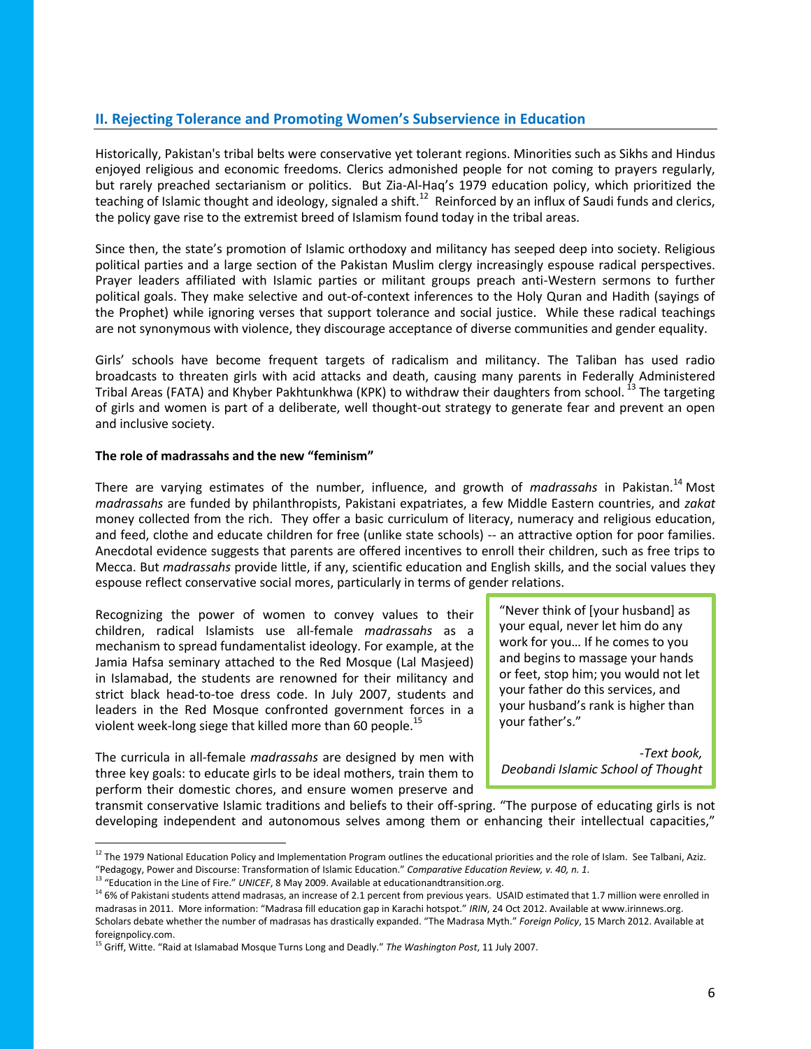## II. Rejecting Tolerance and Promoting Women's Subservience in Education

Historically, Pakistan's tribal belts were conservative yet tolerant regions. Minorities such as Sikhs and Hindus enjoyed religious and economic freedoms. Clerics admonished people for not coming to prayers regularly, but rarely preached sectarianism or politics. But Zia-Al-Haq's 1979 education policy, which prioritized the teaching of Islamic thought and ideology, signaled a shift.[12] Reinforced by an influx of Saudi funds and clerics, the policy gave rise to the extremist breed of Islamism found today in the tribal areas.

Since then, the state's promotion of Islamic orthodoxy and militancy has seeped deep into society. Religious political parties and a large section of the Pakistan Muslim clergy increasingly espouse radical perspectives. Prayer leaders affiliated with Islamic parties or militant groups preach anti-Western sermons to further political goals. They make selective and out-of-context inferences to the Holy Quran and Hadith (sayings of the Prophet) while ignoring verses that support tolerance and social justice. While these radical teachings are not synonymous with violence, they discourage acceptance of diverse communities and gender equality.

Girls' schools have become frequent targets of radicalism and militancy. The Taliban has used radio broadcasts to threaten girls with acid attacks and death, causing many parents in Federally Administered Tribal Areas (FATA) and Khyber Pakhtunkhwa (KPK) to withdraw their daughters from school.[13] The targeting of girls and women is part of a deliberate, well thought-out strategy to generate fear and prevent an open and inclusive society.

**The role of madrassahs and the new "feminism"**

There are varying estimates of the number, influence, and growth of *madrassahs* in Pakistan.[14] Most *madrassahs* are funded by philanthropists, Pakistani expatriates, a few Middle Eastern countries, and *zakat* money collected from the rich. They offer a basic curriculum of literacy, numeracy and religious education, and feed, clothe and educate children for free (unlike state schools) -- an attractive option for poor families. Anecdotal evidence suggests that parents are offered incentives to enroll their children, such as free trips to Mecca. But *madrassahs* provide little, if any, scientific education and English skills, and the social values they espouse reflect conservative social mores, particularly in terms of gender relations.

Recognizing the power of women to convey values to their children, radical Islamists use all-female *madrassahs* as a mechanism to spread fundamentalist ideology. For example, at the Jamia Hafsa seminary attached to the Red Mosque (Lal Masjeed) in Islamabad, the students are renowned for their militancy and strict black head-to-toe dress code. In July 2007, students and leaders in the Red Mosque confronted government forces in a violent week-long siege that killed more than 60 people.[15]

> "Never think of [your husband] as your equal, never let him do any work for you… If he comes to you and begins to massage your hands or feet, stop him; you would not let your father do this services, and your husband's rank is higher than your father's."
>
> *-Text book, Deobandi Islamic School of Thought*

The curricula in all-female *madrassahs* are designed by men with three key goals: to educate girls to be ideal mothers, train them to perform their domestic chores, and ensure women preserve and transmit conservative Islamic traditions and beliefs to their off-spring. "The purpose of educating girls is not developing independent and autonomous selves among them or enhancing their intellectual capacities,"

---

[12] The 1979 National Education Policy and Implementation Program outlines the educational priorities and the role of Islam. See Talbani, Aziz. "Pedagogy, Power and Discourse: Transformation of Islamic Education." *Comparative Education Review, v. 40, n. 1*.

[13] "Education in the Line of Fire." *UNICEF*, 8 May 2009. Available at educationandtransition.org.

[14] 6% of Pakistani students attend madrasas, an increase of 2.1 percent from previous years. USAID estimated that 1.7 million were enrolled in madrasas in 2011. More information: "Madrasa fill education gap in Karachi hotspot." *IRIN*, 24 Oct 2012. Available at www.irinnews.org. Scholars debate whether the number of madrasas has drastically expanded. "The Madrasa Myth." *Foreign Policy*, 15 March 2012. Available at foreignpolicy.com.

[15] Griff, Witte. "Raid at Islamabad Mosque Turns Long and Deadly." *The Washington Post*, 11 July 2007.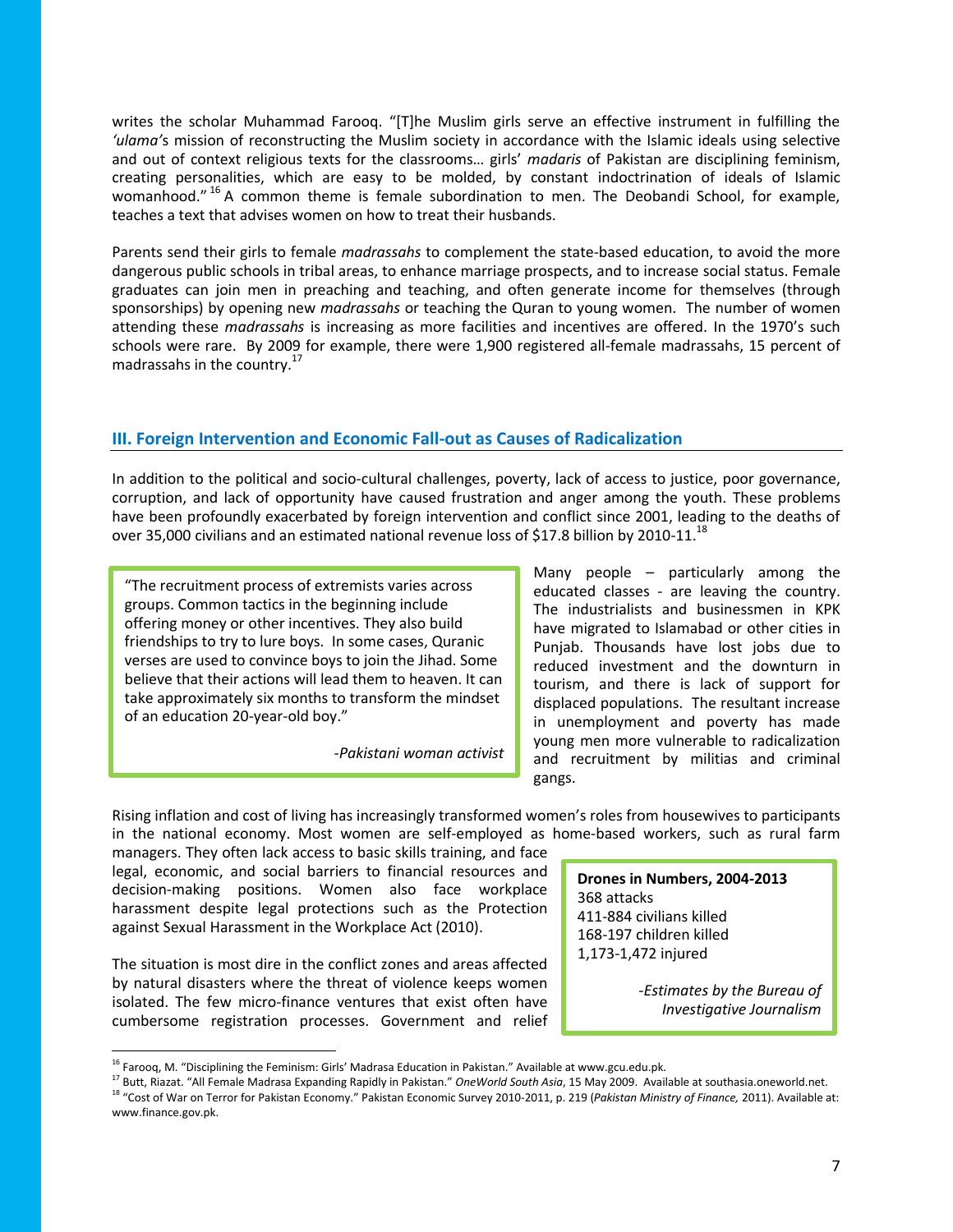writes the scholar Muhammad Farooq. "[T]he Muslim girls serve an effective instrument in fulfilling the *'ulama'*s mission of reconstructing the Muslim society in accordance with the Islamic ideals using selective and out of context religious texts for the classrooms… girls' *madaris* of Pakistan are disciplining feminism, creating personalities, which are easy to be molded, by constant indoctrination of ideals of Islamic womanhood."[16] A common theme is female subordination to men. The Deobandi School, for example, teaches a text that advises women on how to treat their husbands.

Parents send their girls to female *madrassahs* to complement the state-based education, to avoid the more dangerous public schools in tribal areas, to enhance marriage prospects, and to increase social status. Female graduates can join men in preaching and teaching, and often generate income for themselves (through sponsorships) by opening new *madrassahs* or teaching the Quran to young women. The number of women attending these *madrassahs* is increasing as more facilities and incentives are offered. In the 1970's such schools were rare. By 2009 for example, there were 1,900 registered all-female madrassahs, 15 percent of madrassahs in the country.[17]

## III. Foreign Intervention and Economic Fall-out as Causes of Radicalization

In addition to the political and socio-cultural challenges, poverty, lack of access to justice, poor governance, corruption, and lack of opportunity have caused frustration and anger among the youth. These problems have been profoundly exacerbated by foreign intervention and conflict since 2001, leading to the deaths of over 35,000 civilians and an estimated national revenue loss of $17.8 billion by 2010-11.[18]

> "The recruitment process of extremists varies across groups. Common tactics in the beginning include offering money or other incentives. They also build friendships to try to lure boys. In some cases, Quranic verses are used to convince boys to join the Jihad. Some believe that their actions will lead them to heaven. It can take approximately six months to transform the mindset of an education 20-year-old boy."
>
> *-Pakistani woman activist*

Many people – particularly among the educated classes - are leaving the country. The industrialists and businessmen in KPK have migrated to Islamabad or other cities in Punjab. Thousands have lost jobs due to reduced investment and the downturn in tourism, and there is lack of support for displaced populations. The resultant increase in unemployment and poverty has made young men more vulnerable to radicalization and recruitment by militias and criminal gangs.

Rising inflation and cost of living has increasingly transformed women's roles from housewives to participants in the national economy. Most women are self-employed as home-based workers, such as rural farm managers. They often lack access to basic skills training, and face legal, economic, and social barriers to financial resources and decision-making positions. Women also face workplace harassment despite legal protections such as the Protection against Sexual Harassment in the Workplace Act (2010).

> **Drones in Numbers, 2004-2013**
> 368 attacks
> 411-884 civilians killed
> 168-197 children killed
> 1,173-1,472 injured
>
> *-Estimates by the Bureau of Investigative Journalism*

The situation is most dire in the conflict zones and areas affected by natural disasters where the threat of violence keeps women isolated. The few micro-finance ventures that exist often have cumbersome registration processes. Government and relief

---

[16] Farooq, M. "Disciplining the Feminism: Girls' Madrasa Education in Pakistan." Available at www.gcu.edu.pk.

[17] Butt, Riazat. "All Female Madrasa Expanding Rapidly in Pakistan." *OneWorld South Asia*, 15 May 2009. Available at southasia.oneworld.net.

[18] "Cost of War on Terror for Pakistan Economy." Pakistan Economic Survey 2010-2011, p. 219 (*Pakistan Ministry of Finance,* 2011). Available at: www.finance.gov.pk.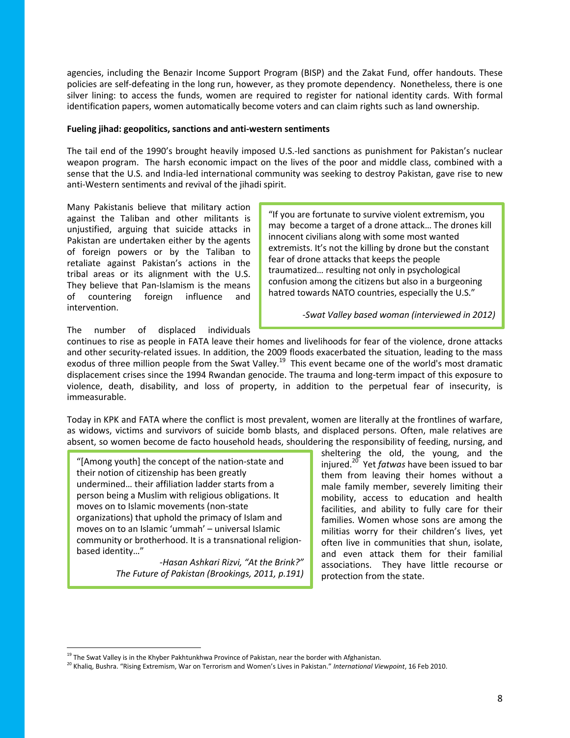agencies, including the Benazir Income Support Program (BISP) and the Zakat Fund, offer handouts. These policies are self-defeating in the long run, however, as they promote dependency. Nonetheless, there is one silver lining: to access the funds, women are required to register for national identity cards. With formal identification papers, women automatically become voters and can claim rights such as land ownership.

**Fueling jihad: geopolitics, sanctions and anti-western sentiments**

The tail end of the 1990's brought heavily imposed U.S.-led sanctions as punishment for Pakistan's nuclear weapon program. The harsh economic impact on the lives of the poor and middle class, combined with a sense that the U.S. and India-led international community was seeking to destroy Pakistan, gave rise to new anti-Western sentiments and revival of the jihadi spirit.

Many Pakistanis believe that military action against the Taliban and other militants is unjustified, arguing that suicide attacks in Pakistan are undertaken either by the agents of foreign powers or by the Taliban to retaliate against Pakistan's actions in the tribal areas or its alignment with the U.S. They believe that Pan-Islamism is the means of countering foreign influence and intervention.

> "If you are fortunate to survive violent extremism, you may become a target of a drone attack… The drones kill innocent civilians along with some most wanted extremists. It's not the killing by drone but the constant fear of drone attacks that keeps the people traumatized… resulting not only in psychological confusion among the citizens but also in a burgeoning hatred towards NATO countries, especially the U.S."
>
> *-Swat Valley based woman (interviewed in 2012)*

The number of displaced individuals continues to rise as people in FATA leave their homes and livelihoods for fear of the violence, drone attacks and other security-related issues. In addition, the 2009 floods exacerbated the situation, leading to the mass exodus of three million people from the Swat Valley.[19] This event became one of the world's most dramatic displacement crises since the 1994 Rwandan genocide. The trauma and long-term impact of this exposure to violence, death, disability, and loss of property, in addition to the perpetual fear of insecurity, is immeasurable.

Today in KPK and FATA where the conflict is most prevalent, women are literally at the frontlines of warfare, as widows, victims and survivors of suicide bomb blasts, and displaced persons. Often, male relatives are absent, so women become de facto household heads, shouldering the responsibility of feeding, nursing, and sheltering the old, the young, and the injured.[20] Yet *fatwas* have been issued to bar them from leaving their homes without a male family member, severely limiting their mobility, access to education and health facilities, and ability to fully care for their families. Women whose sons are among the militias worry for their children's lives, yet often live in communities that shun, isolate, and even attack them for their familial associations. They have little recourse or protection from the state.

> "[Among youth] the concept of the nation-state and their notion of citizenship has been greatly undermined… their affiliation ladder starts from a person being a Muslim with religious obligations. It moves on to Islamic movements (non-state organizations) that uphold the primacy of Islam and moves on to an Islamic 'ummah' – universal Islamic community or brotherhood. It is a transnational religion-based identity…"
>
> *-Hasan Askari Rizvi, "At the Brink?" The Future of Pakistan (Brookings, 2011, p.191)*

---

[19] The Swat Valley is in the Khyber Pakhtunkhwa Province of Pakistan, near the border with Afghanistan.

[20] Khaliq, Bushra. "Rising Extremism, War on Terrorism and Women's Lives in Pakistan." *International Viewpoint*, 16 Feb 2010.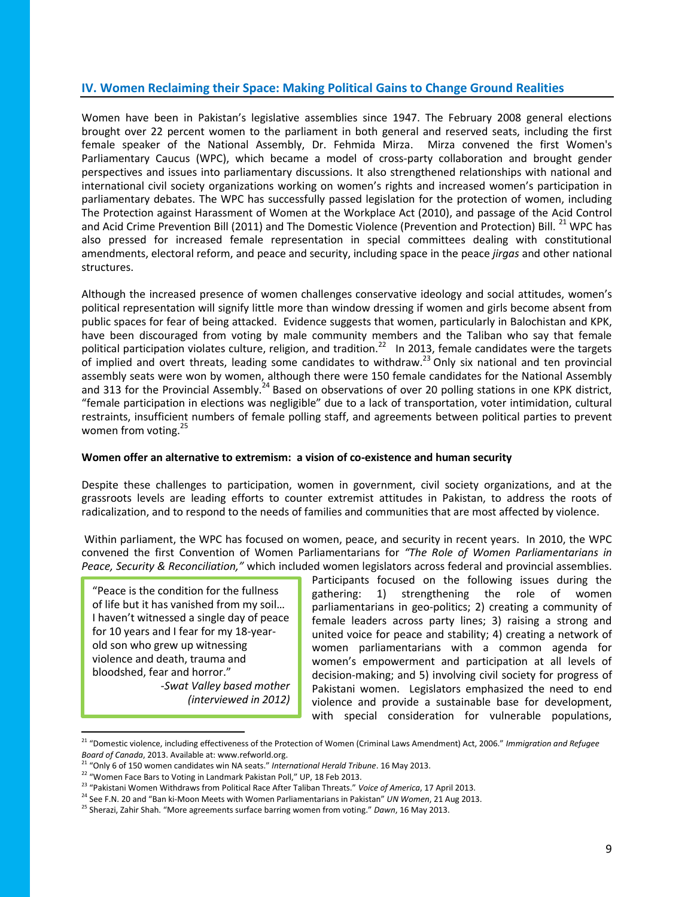## IV. Women Reclaiming their Space: Making Political Gains to Change Ground Realities

Women have been in Pakistan's legislative assemblies since 1947. The February 2008 general elections brought over 22 percent women to the parliament in both general and reserved seats, including the first female speaker of the National Assembly, Dr. Fehmida Mirza. Mirza convened the first Women's Parliamentary Caucus (WPC), which became a model of cross-party collaboration and brought gender perspectives and issues into parliamentary discussions. It also strengthened relationships with national and international civil society organizations working on women's rights and increased women's participation in parliamentary debates. The WPC has successfully passed legislation for the protection of women, including The Protection against Harassment of Women at the Workplace Act (2010), and passage of the Acid Control and Acid Crime Prevention Bill (2011) and The Domestic Violence (Prevention and Protection) Bill. [21] WPC has also pressed for increased female representation in special committees dealing with constitutional amendments, electoral reform, and peace and security, including space in the peace *jirgas* and other national structures.

Although the increased presence of women challenges conservative ideology and social attitudes, women's political representation will signify little more than window dressing if women and girls become absent from public spaces for fear of being attacked. Evidence suggests that women, particularly in Balochistan and KPK, have been discouraged from voting by male community members and the Taliban who say that female political participation violates culture, religion, and tradition.[22] In 2013, female candidates were the targets of implied and overt threats, leading some candidates to withdraw.[23] Only six national and ten provincial assembly seats were won by women, although there were 150 female candidates for the National Assembly and 313 for the Provincial Assembly.[24] Based on observations of over 20 polling stations in one KPK district, "female participation in elections was negligible" due to a lack of transportation, voter intimidation, cultural restraints, insufficient numbers of female polling staff, and agreements between political parties to prevent women from voting.[25]

**Women offer an alternative to extremism: a vision of co-existence and human security**

Despite these challenges to participation, women in government, civil society organizations, and at the grassroots levels are leading efforts to counter extremist attitudes in Pakistan, to address the roots of radicalization, and to respond to the needs of families and communities that are most affected by violence.

Within parliament, the WPC has focused on women, peace, and security in recent years. In 2010, the WPC convened the first Convention of Women Parliamentarians for *"The Role of Women Parliamentarians in Peace, Security & Reconciliation,"* which included women legislators across federal and provincial assemblies. Participants focused on the following issues during the gathering: 1) strengthening the role of women parliamentarians in geo-politics; 2) creating a community of female leaders across party lines; 3) raising a strong and united voice for peace and stability; 4) creating a network of women parliamentarians with a common agenda for women's empowerment and participation at all levels of decision-making; and 5) involving civil society for progress of Pakistani women. Legislators emphasized the need to end violence and provide a sustainable base for development, with special consideration for vulnerable populations,

> "Peace is the condition for the fullness of life but it has vanished from my soil… I haven't witnessed a single day of peace for 10 years and I fear for my 18-year-old son who grew up witnessing violence and death, trauma and bloodshed, fear and horror."
>
> *-Swat Valley based mother (interviewed in 2012)*

---

[21] "Domestic violence, including effectiveness of the Protection of Women (Criminal Laws Amendment) Act, 2006." *Immigration and Refugee Board of Canada*, 2013. Available at: www.refworld.org.

[21] "Only 6 of 150 women candidates win NA seats." *International Herald Tribune*. 16 May 2013.

[22] "Women Face Bars to Voting in Landmark Pakistan Poll," UP, 18 Feb 2013.

[23] "Pakistani Women Withdraws from Political Race After Taliban Threats." *Voice of America*, 17 April 2013.

[24] See F.N. 20 and "Ban ki-Moon Meets with Women Parliamentarians in Pakistan" *UN Women*, 21 Aug 2013.

[25] Sherazi, Zahir Shah. "More agreements surface barring women from voting." *Dawn*, 16 May 2013.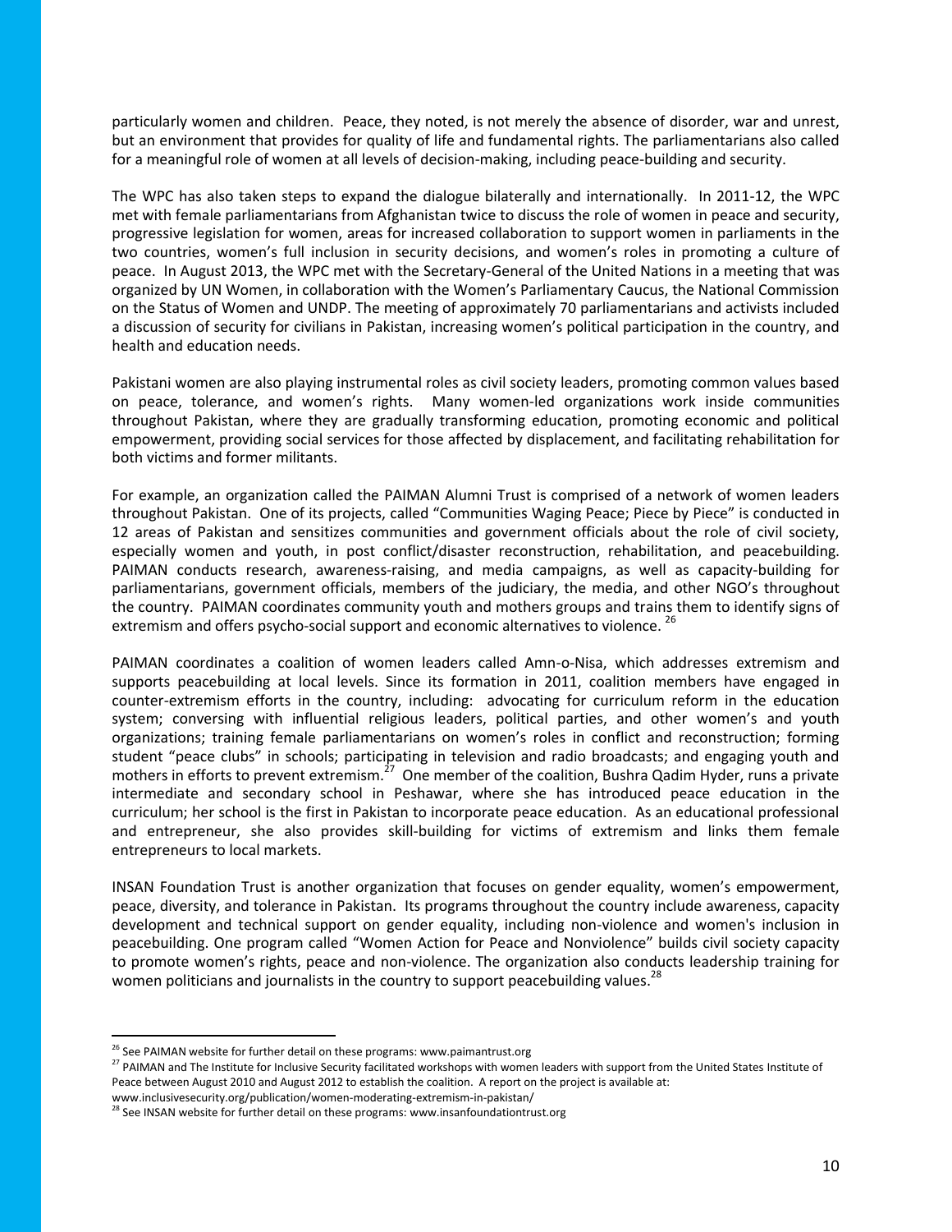particularly women and children. Peace, they noted, is not merely the absence of disorder, war and unrest, but an environment that provides for quality of life and fundamental rights. The parliamentarians also called for a meaningful role of women at all levels of decision-making, including peace-building and security.

The WPC has also taken steps to expand the dialogue bilaterally and internationally. In 2011-12, the WPC met with female parliamentarians from Afghanistan twice to discuss the role of women in peace and security, progressive legislation for women, areas for increased collaboration to support women in parliaments in the two countries, women's full inclusion in security decisions, and women's roles in promoting a culture of peace. In August 2013, the WPC met with the Secretary-General of the United Nations in a meeting that was organized by UN Women, in collaboration with the Women's Parliamentary Caucus, the National Commission on the Status of Women and UNDP. The meeting of approximately 70 parliamentarians and activists included a discussion of security for civilians in Pakistan, increasing women's political participation in the country, and health and education needs.

Pakistani women are also playing instrumental roles as civil society leaders, promoting common values based on peace, tolerance, and women's rights. Many women-led organizations work inside communities throughout Pakistan, where they are gradually transforming education, promoting economic and political empowerment, providing social services for those affected by displacement, and facilitating rehabilitation for both victims and former militants.

For example, an organization called the PAIMAN Alumni Trust is comprised of a network of women leaders throughout Pakistan. One of its projects, called "Communities Waging Peace; Piece by Piece" is conducted in 12 areas of Pakistan and sensitizes communities and government officials about the role of civil society, especially women and youth, in post conflict/disaster reconstruction, rehabilitation, and peacebuilding. PAIMAN conducts research, awareness-raising, and media campaigns, as well as capacity-building for parliamentarians, government officials, members of the judiciary, the media, and other NGO's throughout the country. PAIMAN coordinates community youth and mothers groups and trains them to identify signs of extremism and offers psycho-social support and economic alternatives to violence. [26]

PAIMAN coordinates a coalition of women leaders called Amn-o-Nisa, which addresses extremism and supports peacebuilding at local levels. Since its formation in 2011, coalition members have engaged in counter-extremism efforts in the country, including: advocating for curriculum reform in the education system; conversing with influential religious leaders, political parties, and other women's and youth organizations; training female parliamentarians on women's roles in conflict and reconstruction; forming student "peace clubs" in schools; participating in television and radio broadcasts; and engaging youth and mothers in efforts to prevent extremism.[27] One member of the coalition, Bushra Qadim Hyder, runs a private intermediate and secondary school in Peshawar, where she has introduced peace education in the curriculum; her school is the first in Pakistan to incorporate peace education. As an educational professional and entrepreneur, she also provides skill-building for victims of extremism and links them female entrepreneurs to local markets.

INSAN Foundation Trust is another organization that focuses on gender equality, women's empowerment, peace, diversity, and tolerance in Pakistan. Its programs throughout the country include awareness, capacity development and technical support on gender equality, including non-violence and women's inclusion in peacebuilding. One program called "Women Action for Peace and Nonviolence" builds civil society capacity to promote women's rights, peace and non-violence. The organization also conducts leadership training for women politicians and journalists in the country to support peacebuilding values.[28]

---

[26] See PAIMAN website for further detail on these programs: www.paimantrust.org

[27] PAIMAN and The Institute for Inclusive Security facilitated workshops with women leaders with support from the United States Institute of Peace between August 2010 and August 2012 to establish the coalition. A report on the project is available at: www.inclusivesecurity.org/publication/women-moderating-extremism-in-pakistan/

[28] See INSAN website for further detail on these programs: www.insanfoundationtrust.org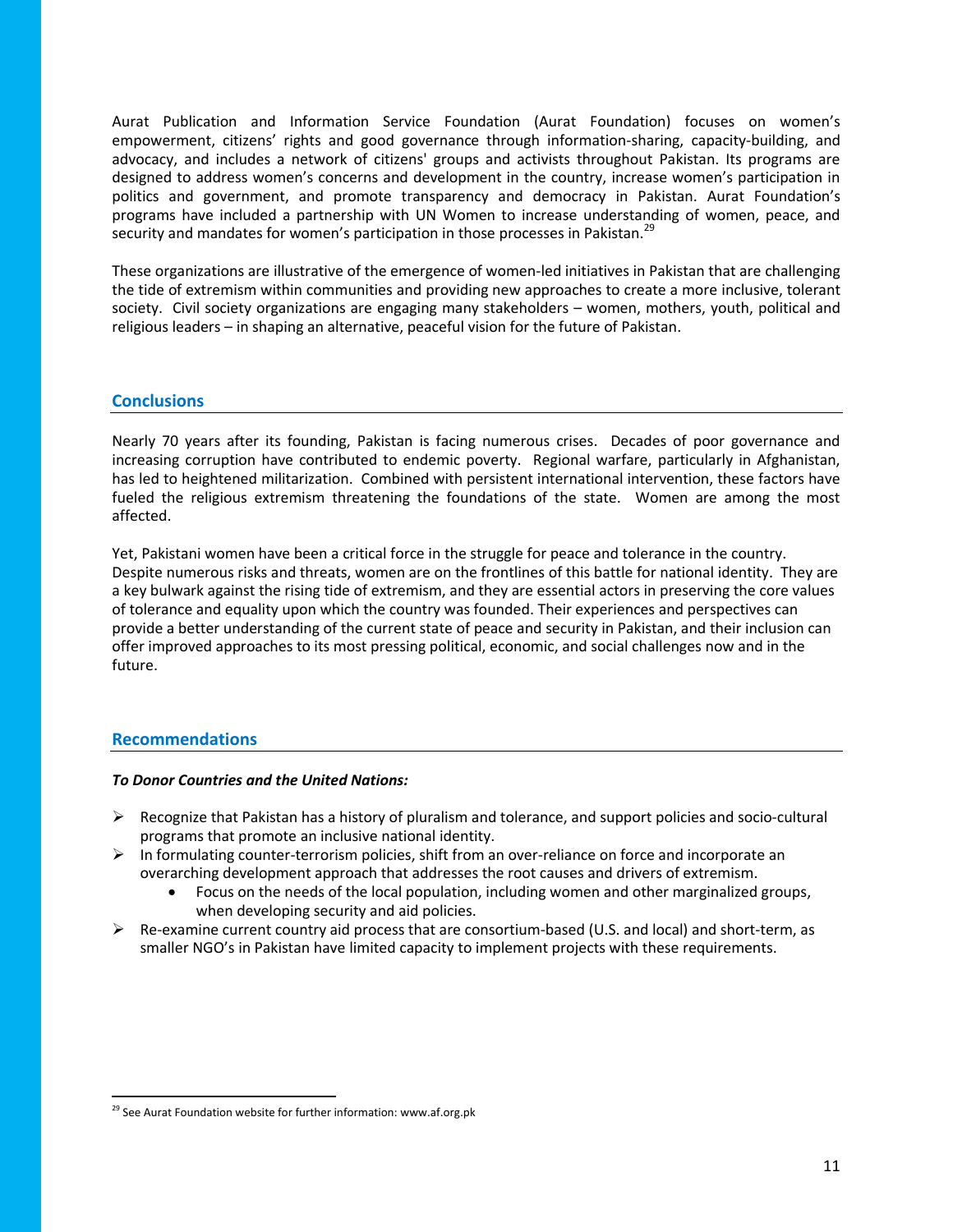Aurat Publication and Information Service Foundation (Aurat Foundation) focuses on women's empowerment, citizens' rights and good governance through information-sharing, capacity-building, and advocacy, and includes a network of citizens' groups and activists throughout Pakistan. Its programs are designed to address women's concerns and development in the country, increase women's participation in politics and government, and promote transparency and democracy in Pakistan. Aurat Foundation's programs have included a partnership with UN Women to increase understanding of women, peace, and security and mandates for women's participation in those processes in Pakistan.[29]

These organizations are illustrative of the emergence of women-led initiatives in Pakistan that are challenging the tide of extremism within communities and providing new approaches to create a more inclusive, tolerant society. Civil society organizations are engaging many stakeholders – women, mothers, youth, political and religious leaders – in shaping an alternative, peaceful vision for the future of Pakistan.

## Conclusions

Nearly 70 years after its founding, Pakistan is facing numerous crises. Decades of poor governance and increasing corruption have contributed to endemic poverty. Regional warfare, particularly in Afghanistan, has led to heightened militarization. Combined with persistent international intervention, these factors have fueled the religious extremism threatening the foundations of the state. Women are among the most affected.

Yet, Pakistani women have been a critical force in the struggle for peace and tolerance in the country. Despite numerous risks and threats, women are on the frontlines of this battle for national identity. They are a key bulwark against the rising tide of extremism, and they are essential actors in preserving the core values of tolerance and equality upon which the country was founded. Their experiences and perspectives can provide a better understanding of the current state of peace and security in Pakistan, and their inclusion can offer improved approaches to its most pressing political, economic, and social challenges now and in the future.

## Recommendations

***To Donor Countries and the United Nations:***

- Recognize that Pakistan has a history of pluralism and tolerance, and support policies and socio-cultural programs that promote an inclusive national identity.
- In formulating counter-terrorism policies, shift from an over-reliance on force and incorporate an overarching development approach that addresses the root causes and drivers of extremism.
    - Focus on the needs of the local population, including women and other marginalized groups, when developing security and aid policies.
- Re-examine current country aid process that are consortium-based (U.S. and local) and short-term, as smaller NGO's in Pakistan have limited capacity to implement projects with these requirements.

[29] See Aurat Foundation website for further information: www.af.org.pk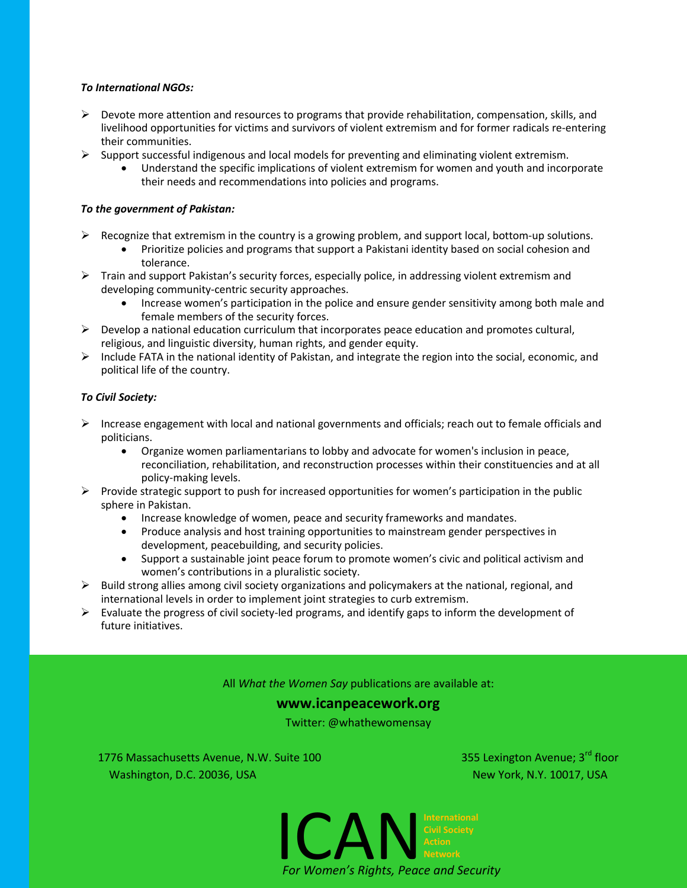***To International NGOs:***

- Devote more attention and resources to programs that provide rehabilitation, compensation, skills, and livelihood opportunities for victims and survivors of violent extremism and for former radicals re-entering their communities.
- Support successful indigenous and local models for preventing and eliminating violent extremism.
  - Understand the specific implications of violent extremism for women and youth and incorporate their needs and recommendations into policies and programs.

***To the government of Pakistan:***

- Recognize that extremism in the country is a growing problem, and support local, bottom-up solutions.
  - Prioritize policies and programs that support a Pakistani identity based on social cohesion and tolerance.
- Train and support Pakistan's security forces, especially police, in addressing violent extremism and developing community-centric security approaches.
  - Increase women's participation in the police and ensure gender sensitivity among both male and female members of the security forces.
- Develop a national education curriculum that incorporates peace education and promotes cultural, religious, and linguistic diversity, human rights, and gender equity.
- Include FATA in the national identity of Pakistan, and integrate the region into the social, economic, and political life of the country.

***To Civil Society:***

- Increase engagement with local and national governments and officials; reach out to female officials and politicians.
  - Organize women parliamentarians to lobby and advocate for women's inclusion in peace, reconciliation, rehabilitation, and reconstruction processes within their constituencies and at all policy-making levels.
- Provide strategic support to push for increased opportunities for women's participation in the public sphere in Pakistan.
  - Increase knowledge of women, peace and security frameworks and mandates.
  - Produce analysis and host training opportunities to mainstream gender perspectives in development, peacebuilding, and security policies.
  - Support a sustainable joint peace forum to promote women's civic and political activism and women's contributions in a pluralistic society.
- Build strong allies among civil society organizations and policymakers at the national, regional, and international levels in order to implement joint strategies to curb extremism.
- Evaluate the progress of civil society-led programs, and identify gaps to inform the development of future initiatives.

All *What the Women Say* publications are available at:

**www.icanpeacework.org**

Twitter: @whathewomensay

1776 Massachusetts Avenue, N.W. Suite 100
Washington, D.C. 20036, USA

355 Lexington Avenue; 3rd floor
New York, N.Y. 10017, USA

ICAN International Civil Society Action Network

*For Women's Rights, Peace and Security*